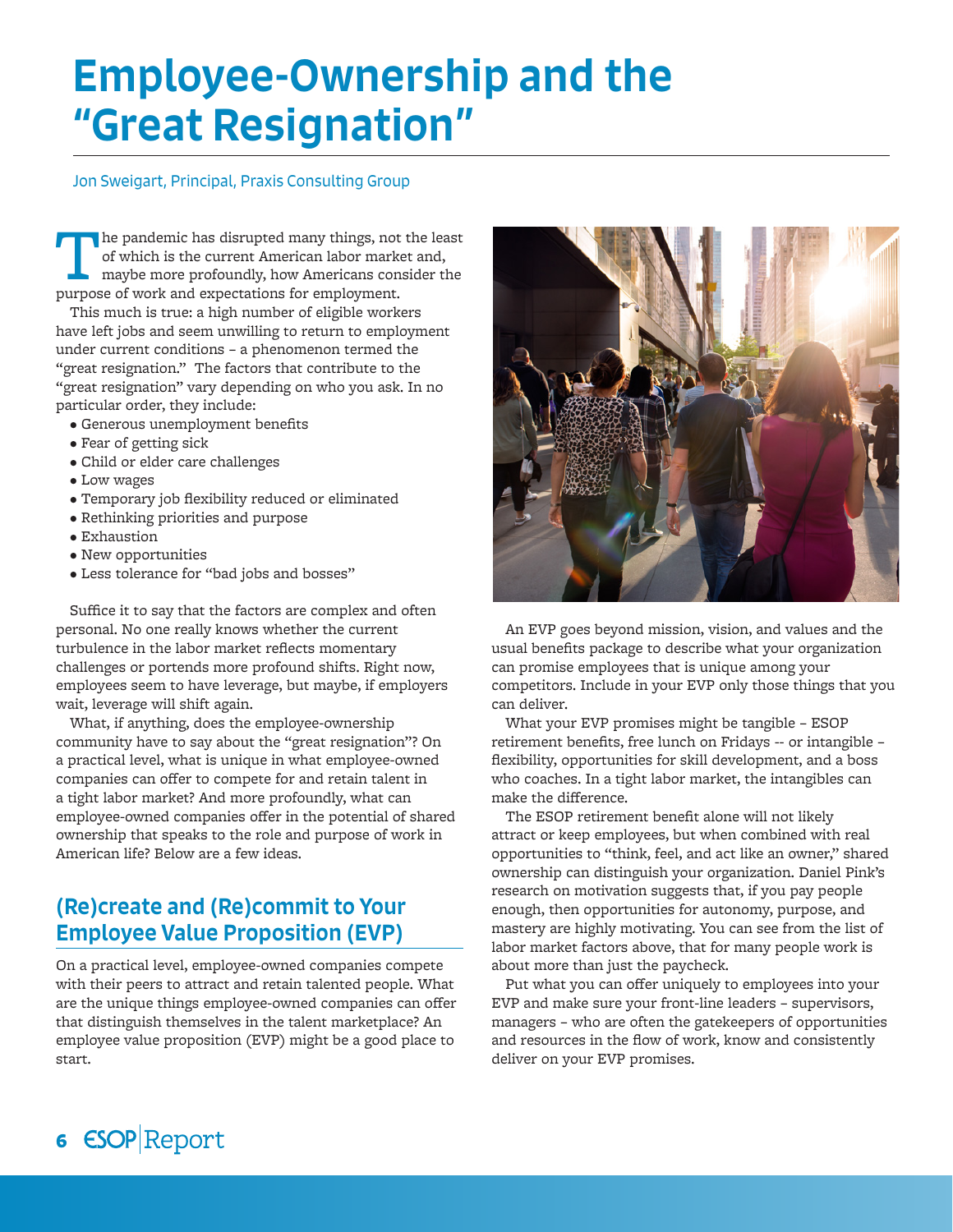# Employee-Ownership and the "Great Resignation"

Jon Sweigart, Principal, Praxis Consulting Group

The pandemic has disrupted many things, not the least of which is the current American labor market and, maybe more profoundly, how Americans consider the purpose of work and expectations for employment.

This much is true: a high number of eligible workers have left jobs and seem unwilling to return to employment under current conditions – a phenomenon termed the "great resignation." The factors that contribute to the "great resignation" vary depending on who you ask. In no particular order, they include:

- Generous unemployment benefits
- Fear of getting sick
- Child or elder care challenges
- Low wages
- Temporary job flexibility reduced or eliminated
- Rethinking priorities and purpose
- Exhaustion
- New opportunities
- Less tolerance for "bad jobs and bosses"

Suffice it to say that the factors are complex and often personal. No one really knows whether the current turbulence in the labor market reflects momentary challenges or portends more profound shifts. Right now, employees seem to have leverage, but maybe, if employers wait, leverage will shift again.

What, if anything, does the employee-ownership community have to say about the "great resignation"? On a practical level, what is unique in what employee-owned companies can offer to compete for and retain talent in a tight labor market? And more profoundly, what can employee-owned companies offer in the potential of shared ownership that speaks to the role and purpose of work in American life? Below are a few ideas.

## (Re)create and (Re)commit to Your Employee Value Proposition (EVP)

On a practical level, employee-owned companies compete with their peers to attract and retain talented people. What are the unique things employee-owned companies can offer that distinguish themselves in the talent marketplace? An employee value proposition (EVP) might be a good place to start.

An EVP goes beyond mission, vision, and values and the usual benefits package to describe what your organization can promise employees that is unique among your competitors. Include in your EVP only those things that you can deliver.

What your EVP promises might be tangible – ESOP retirement benefits, free lunch on Fridays -- or intangible – flexibility, opportunities for skill development, and a boss who coaches. In a tight labor market, the intangibles can make the difference.

The ESOP retirement benefit alone will not likely attract or keep employees, but when combined with real opportunities to "think, feel, and act like an owner," shared ownership can distinguish your organization. Daniel Pink's research on motivation suggests that, if you pay people enough, then opportunities for autonomy, purpose, and mastery are highly motivating. You can see from the list of labor market factors above, that for many people work is about more than just the paycheck.

Put what you can offer uniquely to employees into your EVP and make sure your front-line leaders – supervisors, managers – who are often the gatekeepers of opportunities and resources in the flow of work, know and consistently deliver on your EVP promises.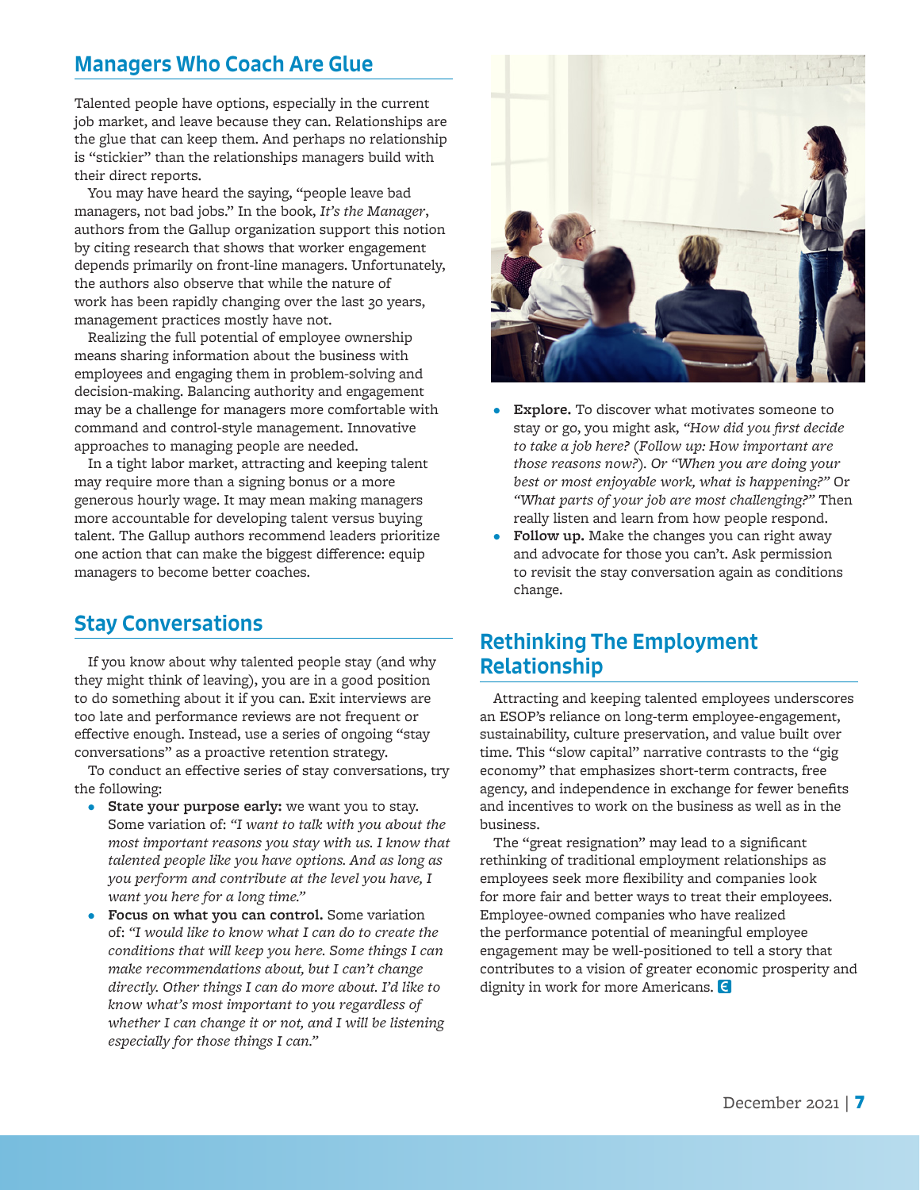## Managers Who Coach Are Glue

Talented people have options, especially in the current job market, and leave because they can. Relationships are the glue that can keep them. And perhaps no relationship is "stickier" than the relationships managers build with their direct reports.

You may have heard the saying, "people leave bad managers, not bad jobs." In the book, *It's the Manager*, authors from the Gallup organization support this notion by citing research that shows that worker engagement depends primarily on front-line managers. Unfortunately, the authors also observe that while the nature of work has been rapidly changing over the last 30 years, management practices mostly have not.

Realizing the full potential of employee ownership means sharing information about the business with employees and engaging them in problem-solving and decision-making. Balancing authority and engagement may be a challenge for managers more comfortable with command and control-style management. Innovative approaches to managing people are needed.

In a tight labor market, attracting and keeping talent may require more than a signing bonus or a more generous hourly wage. It may mean making managers more accountable for developing talent versus buying talent. The Gallup authors recommend leaders prioritize one action that can make the biggest difference: equip managers to become better coaches.

## Stay Conversations

If you know about why talented people stay (and why they might think of leaving), you are in a good position to do something about it if you can. Exit interviews are too late and performance reviews are not frequent or effective enough. Instead, use a series of ongoing "stay conversations" as a proactive retention strategy.

To conduct an effective series of stay conversations, try the following:

- **State your purpose early:** we want you to stay. Some variation of: *"I want to talk with you about the most important reasons you stay with us. I know that talented people like you have options. And as long as you perform and contribute at the level you have, I want you here for a long time."*
- **Focus on what you can control.** Some variation of: *"I would like to know what I can do to create the conditions that will keep you here. Some things I can make recommendations about, but I can't change directly. Other things I can do more about. I'd like to know what's most important to you regardless of whether I can change it or not, and I will be listening especially for those things I can."*
- **Explore.** To discover what motivates someone to stay or go, you might ask, *"How did you first decide to take a job here? (Follow up: How important are those reasons now?). Or "When you are doing your best or most enjoyable work, what is happening?"* Or *"What parts of your job are most challenging?"* Then really listen and learn from how people respond.
- **Follow up.** Make the changes you can right away and advocate for those you can't. Ask permission to revisit the stay conversation again as conditions change.

## Rethinking The Employment Relationship

Attracting and keeping talented employees underscores an ESOP's reliance on long-term employee-engagement, sustainability, culture preservation, and value built over time. This "slow capital" narrative contrasts to the "gig economy" that emphasizes short-term contracts, free agency, and independence in exchange for fewer benefits and incentives to work on the business as well as in the business.

The "great resignation" may lead to a significant rethinking of traditional employment relationships as employees seek more flexibility and companies look for more fair and better ways to treat their employees. Employee-owned companies who have realized the performance potential of meaningful employee engagement may be well-positioned to tell a story that contributes to a vision of greater economic prosperity and dignity in work for more Americans.